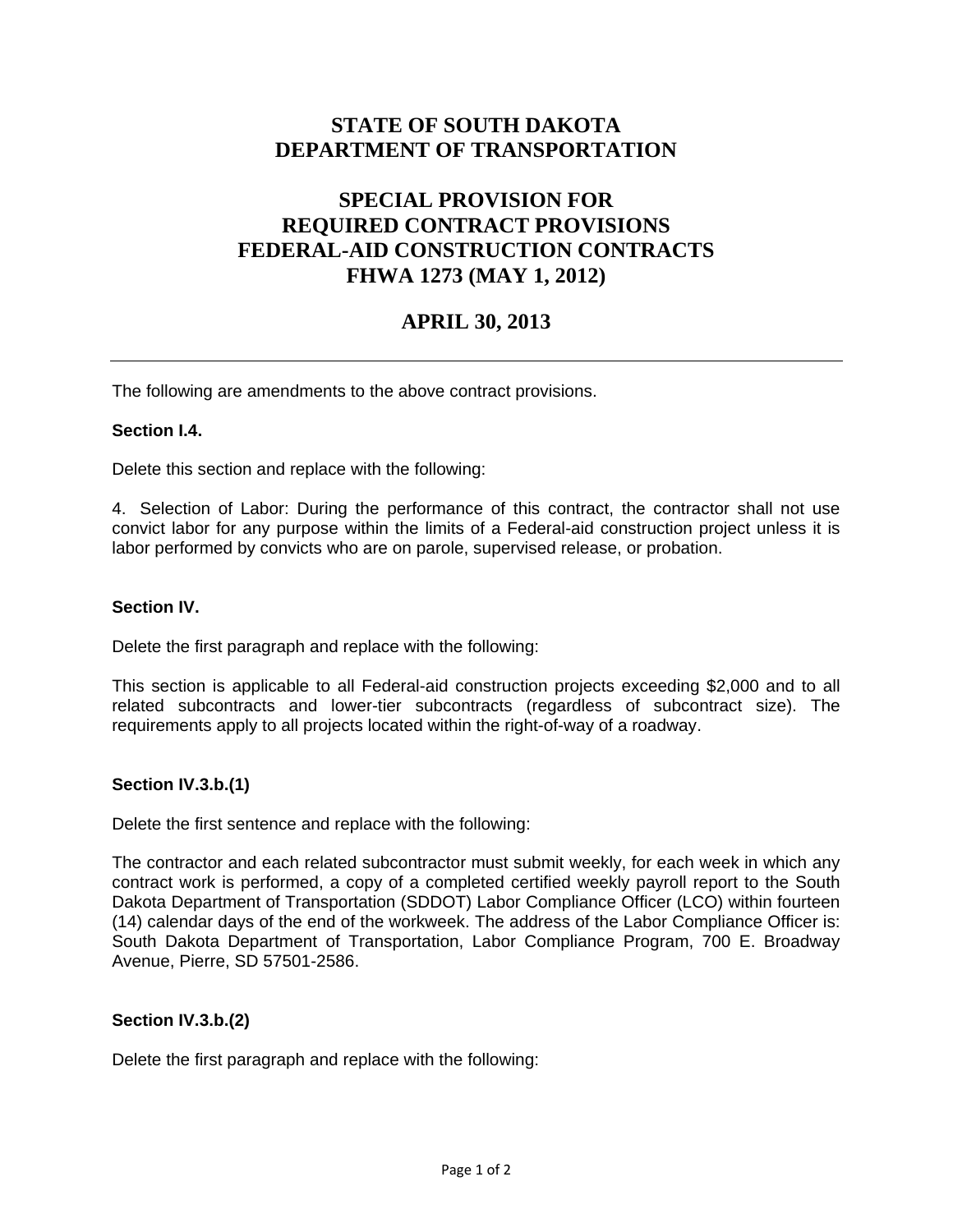# STATE OF SOUTH DAKOTA
# DEPARTMENT OF TRANSPORTATION

## SPECIAL PROVISION FOR
## REQUIRED CONTRACT PROVISIONS
## FEDERAL-AID CONSTRUCTION CONTRACTS
## FHWA 1273 (MAY 1, 2012)

## APRIL 30, 2013

---

The following are amendments to the above contract provisions.

**Section I.4.**

Delete this section and replace with the following:

4. Selection of Labor: During the performance of this contract, the contractor shall not use convict labor for any purpose within the limits of a Federal-aid construction project unless it is labor performed by convicts who are on parole, supervised release, or probation.

**Section IV.**

Delete the first paragraph and replace with the following:

This section is applicable to all Federal-aid construction projects exceeding $2,000 and to all related subcontracts and lower-tier subcontracts (regardless of subcontract size). The requirements apply to all projects located within the right-of-way of a roadway.

**Section IV.3.b.(1)**

Delete the first sentence and replace with the following:

The contractor and each related subcontractor must submit weekly, for each week in which any contract work is performed, a copy of a completed certified weekly payroll report to the South Dakota Department of Transportation (SDDOT) Labor Compliance Officer (LCO) within fourteen (14) calendar days of the end of the workweek. The address of the Labor Compliance Officer is: South Dakota Department of Transportation, Labor Compliance Program, 700 E. Broadway Avenue, Pierre, SD 57501-2586.

**Section IV.3.b.(2)**

Delete the first paragraph and replace with the following: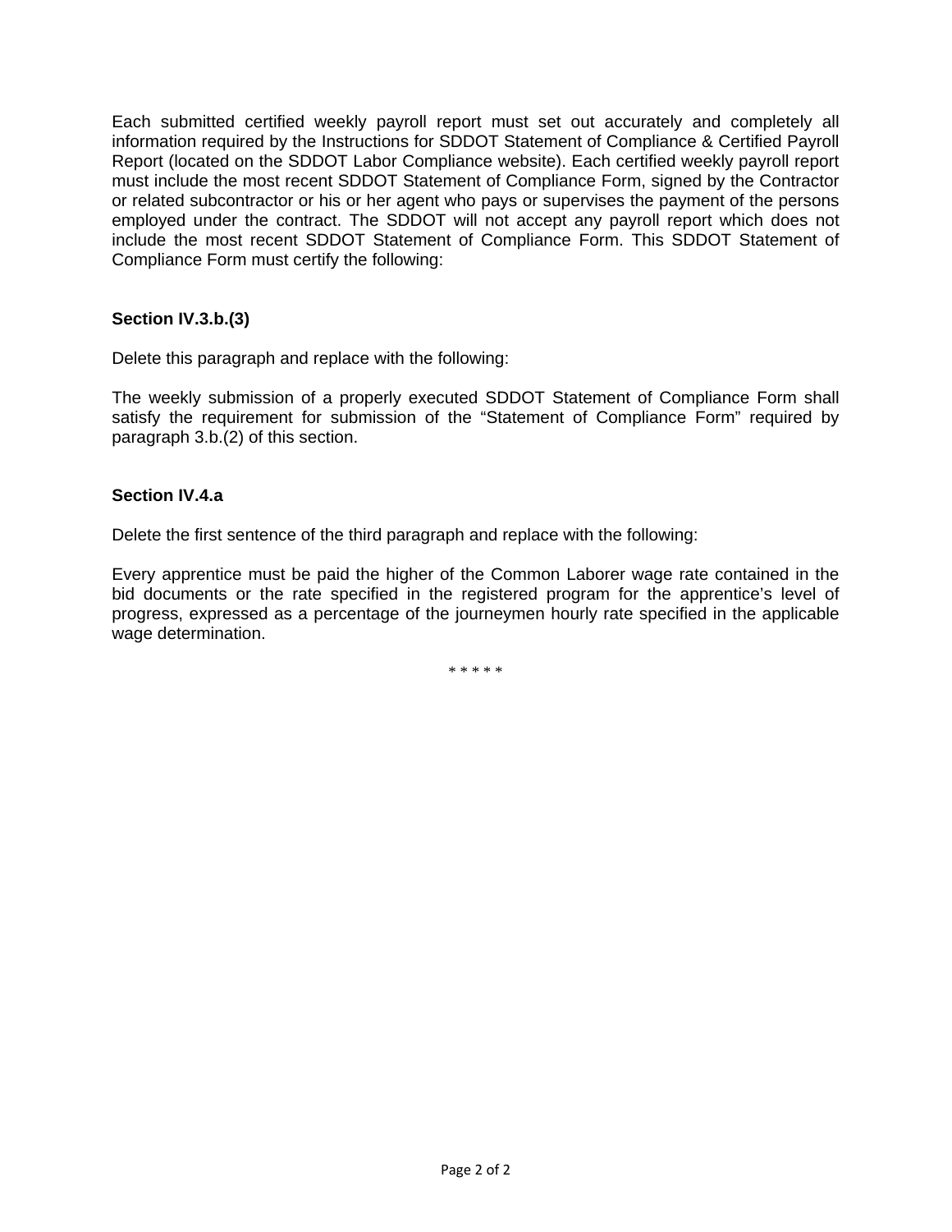Each submitted certified weekly payroll report must set out accurately and completely all information required by the Instructions for SDDOT Statement of Compliance & Certified Payroll Report (located on the SDDOT Labor Compliance website). Each certified weekly payroll report must include the most recent SDDOT Statement of Compliance Form, signed by the Contractor or related subcontractor or his or her agent who pays or supervises the payment of the persons employed under the contract. The SDDOT will not accept any payroll report which does not include the most recent SDDOT Statement of Compliance Form. This SDDOT Statement of Compliance Form must certify the following:

**Section IV.3.b.(3)**

Delete this paragraph and replace with the following:

The weekly submission of a properly executed SDDOT Statement of Compliance Form shall satisfy the requirement for submission of the "Statement of Compliance Form" required by paragraph 3.b.(2) of this section.

**Section IV.4.a**

Delete the first sentence of the third paragraph and replace with the following:

Every apprentice must be paid the higher of the Common Laborer wage rate contained in the bid documents or the rate specified in the registered program for the apprentice's level of progress, expressed as a percentage of the journeymen hourly rate specified in the applicable wage determination.

* * * * *